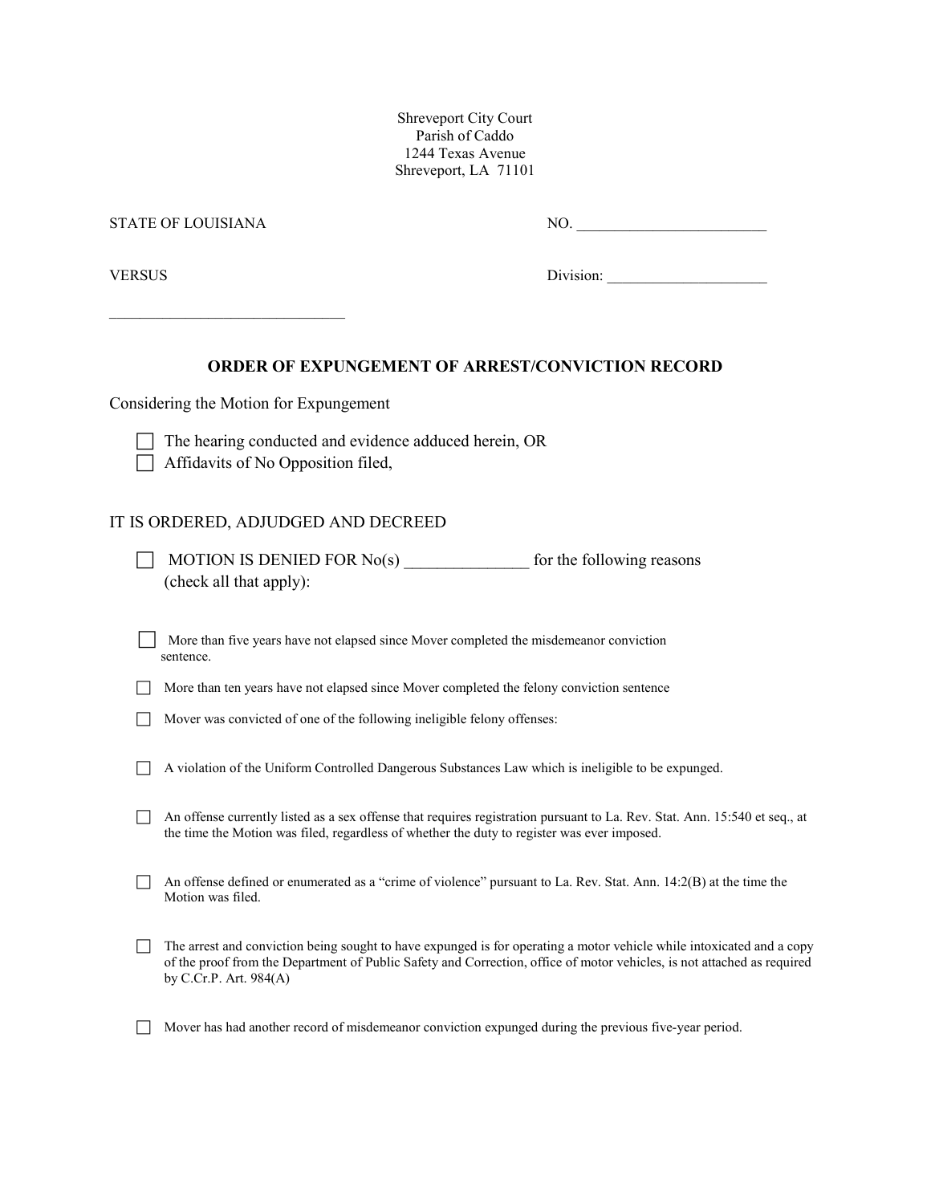Shreveport City Court
Parish of Caddo
1244 Texas Avenue
Shreveport, LA 71101

STATE OF LOUISIANA NO. _________________________

VERSUS Division: _____________________

_______________________________

**ORDER OF EXPUNGEMENT OF ARREST/CONVICTION RECORD**

Considering the Motion for Expungement

- ☐ The hearing conducted and evidence adduced herein, OR
- ☐ Affidavits of No Opposition filed,

IT IS ORDERED, ADJUDGED AND DECREED

- ☐ MOTION IS DENIED FOR No(s) _______________ for the following reasons (check all that apply):

- ☐ More than five years have not elapsed since Mover completed the misdemeanor conviction sentence.
- ☐ More than ten years have not elapsed since Mover completed the felony conviction sentence
- ☐ Mover was convicted of one of the following ineligible felony offenses:
- ☐ A violation of the Uniform Controlled Dangerous Substances Law which is ineligible to be expunged.
- ☐ An offense currently listed as a sex offense that requires registration pursuant to La. Rev. Stat. Ann. 15:540 et seq., at the time the Motion was filed, regardless of whether the duty to register was ever imposed.
- ☐ An offense defined or enumerated as a "crime of violence" pursuant to La. Rev. Stat. Ann. 14:2(B) at the time the Motion was filed.
- ☐ The arrest and conviction being sought to have expunged is for operating a motor vehicle while intoxicated and a copy of the proof from the Department of Public Safety and Correction, office of motor vehicles, is not attached as required by C.Cr.P. Art. 984(A)
- ☐ Mover has had another record of misdemeanor conviction expunged during the previous five-year period.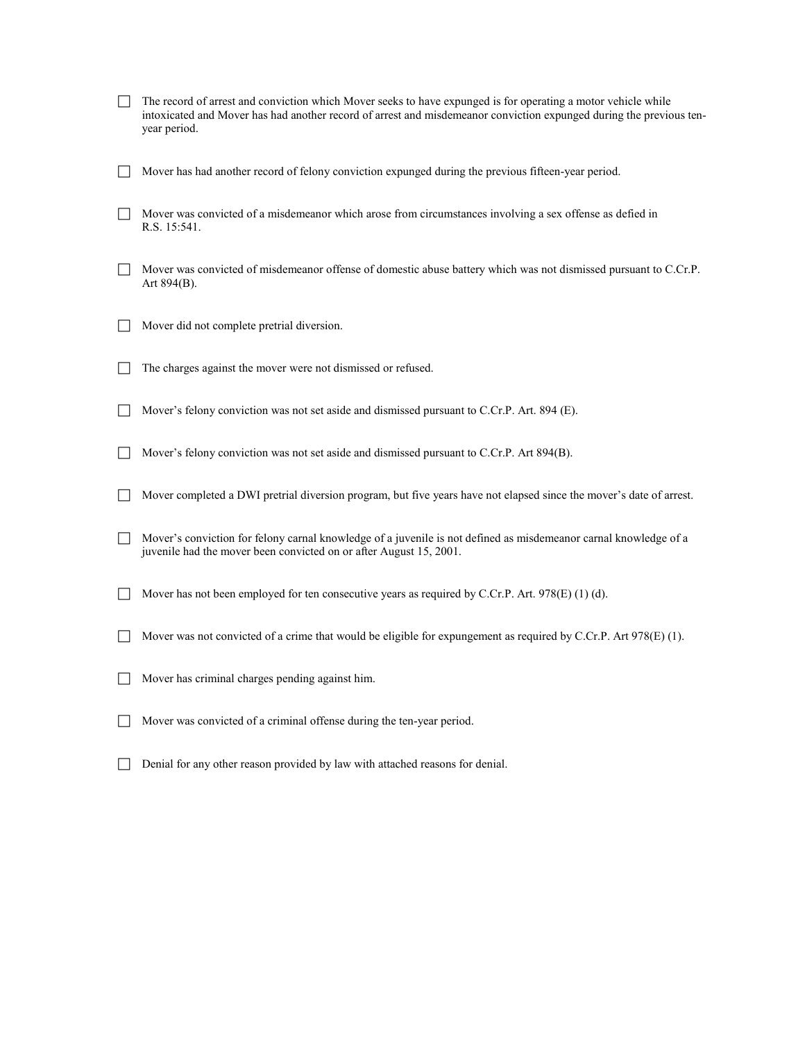- ☐ The record of arrest and conviction which Mover seeks to have expunged is for operating a motor vehicle while intoxicated and Mover has had another record of arrest and misdemeanor conviction expunged during the previous ten-year period.

- ☐ Mover has had another record of felony conviction expunged during the previous fifteen-year period.

- ☐ Mover was convicted of a misdemeanor which arose from circumstances involving a sex offense as defied in R.S. 15:541.

- ☐ Mover was convicted of misdemeanor offense of domestic abuse battery which was not dismissed pursuant to C.Cr.P. Art 894(B).

- ☐ Mover did not complete pretrial diversion.

- ☐ The charges against the mover were not dismissed or refused.

- ☐ Mover's felony conviction was not set aside and dismissed pursuant to C.Cr.P. Art. 894 (E).

- ☐ Mover's felony conviction was not set aside and dismissed pursuant to C.Cr.P. Art 894(B).

- ☐ Mover completed a DWI pretrial diversion program, but five years have not elapsed since the mover's date of arrest.

- ☐ Mover's conviction for felony carnal knowledge of a juvenile is not defined as misdemeanor carnal knowledge of a juvenile had the mover been convicted on or after August 15, 2001.

- ☐ Mover has not been employed for ten consecutive years as required by C.Cr.P. Art. 978(E) (1) (d).

- ☐ Mover was not convicted of a crime that would be eligible for expungement as required by C.Cr.P. Art 978(E) (1).

- ☐ Mover has criminal charges pending against him.

- ☐ Mover was convicted of a criminal offense during the ten-year period.

- ☐ Denial for any other reason provided by law with attached reasons for denial.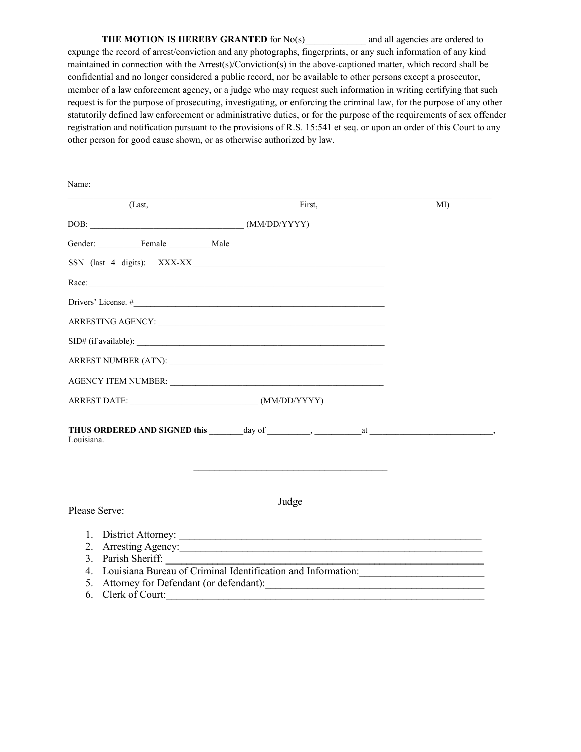**THE MOTION IS HEREBY GRANTED** for No(s)_____________ and all agencies are ordered to expunge the record of arrest/conviction and any photographs, fingerprints, or any such information of any kind maintained in connection with the Arrest(s)/Conviction(s) in the above-captioned matter, which record shall be confidential and no longer considered a public record, nor be available to other persons except a prosecutor, member of a law enforcement agency, or a judge who may request such information in writing certifying that such request is for the purpose of prosecuting, investigating, or enforcing the criminal law, for the purpose of any other statutorily defined law enforcement or administrative duties, or for the purpose of the requirements of sex offender registration and notification pursuant to the provisions of R.S. 15:541 et seq. or upon an order of this Court to any other person for good cause shown, or as otherwise authorized by law.

Name:

_______________________________________________________________________________________
(Last, First, MI)

DOB: ___________________________________ (MM/DD/YYYY)

Gender: __________Female __________Male

SSN (last 4 digits): XXX-XX_____________________________________________

Race:______________________________________________________________________

Drivers' License. #___________________________________________________________

ARRESTING AGENCY: ____________________________________________________

SID# (if available): ____________________________________________________________

ARREST NUMBER (ATN): _________________________________________________

AGENCY ITEM NUMBER: _________________________________________________

ARREST DATE: _____________________________ (MM/DD/YYYY)

**THUS ORDERED AND SIGNED this** ________day of __________, ___________at ____________________________, Louisiana.

__________________________________________

Judge

Please Serve:

1. District Attorney: ____________________________________________________________
2. Arresting Agency:____________________________________________________________
3. Parish Sheriff: ______________________________________________________________
4. Louisiana Bureau of Criminal Identification and Information:________________________
5. Attorney for Defendant (or defendant):___________________________________________
6. Clerk of Court:_______________________________________________________________